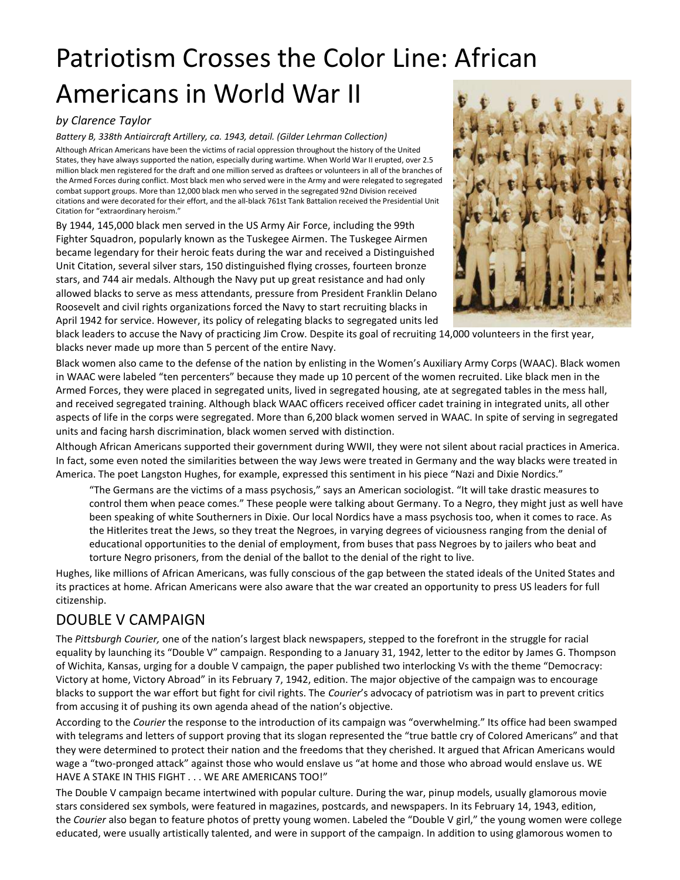# Patriotism Crosses the Color Line: African Americans in World War II

*by Clarence Taylor*

*Battery B, 338th Antiaircraft Artillery, ca. 1943, detail. (Gilder Lehrman Collection)*

Although African Americans have been the victims of racial oppression throughout the history of the United States, they have always supported the nation, especially during wartime. When World War II erupted, over 2.5 million black men registered for the draft and one million served as draftees or volunteers in all of the branches of the Armed Forces during conflict. Most black men who served were in the Army and were relegated to segregated combat support groups. More than 12,000 black men who served in the segregated 92nd Division received citations and were decorated for their effort, and the all-black 761st Tank Battalion received the Presidential Unit Citation for "extraordinary heroism."

By 1944, 145,000 black men served in the US Army Air Force, including the 99th Fighter Squadron, popularly known as the Tuskegee Airmen. The Tuskegee Airmen became legendary for their heroic feats during the war and received a Distinguished Unit Citation, several silver stars, 150 distinguished flying crosses, fourteen bronze stars, and 744 air medals. Although the Navy put up great resistance and had only allowed blacks to serve as mess attendants, pressure from President Franklin Delano Roosevelt and civil rights organizations forced the Navy to start recruiting blacks in April 1942 for service. However, its policy of relegating blacks to segregated units led black leaders to accuse the Navy of practicing Jim Crow. Despite its goal of recruiting 14,000 volunteers in the first year, blacks never made up more than 5 percent of the entire Navy.

Black women also came to the defense of the nation by enlisting in the Women's Auxiliary Army Corps (WAAC). Black women in WAAC were labeled "ten percenters" because they made up 10 percent of the women recruited. Like black men in the Armed Forces, they were placed in segregated units, lived in segregated housing, ate at segregated tables in the mess hall, and received segregated training. Although black WAAC officers received officer cadet training in integrated units, all other aspects of life in the corps were segregated. More than 6,200 black women served in WAAC. In spite of serving in segregated units and facing harsh discrimination, black women served with distinction.

Although African Americans supported their government during WWII, they were not silent about racial practices in America. In fact, some even noted the similarities between the way Jews were treated in Germany and the way blacks were treated in America. The poet Langston Hughes, for example, expressed this sentiment in his piece "Nazi and Dixie Nordics."

> "The Germans are the victims of a mass psychosis," says an American sociologist. "It will take drastic measures to control them when peace comes." These people were talking about Germany. To a Negro, they might just as well have been speaking of white Southerners in Dixie. Our local Nordics have a mass psychosis too, when it comes to race. As the Hitlerites treat the Jews, so they treat the Negroes, in varying degrees of viciousness ranging from the denial of educational opportunities to the denial of employment, from buses that pass Negroes by to jailers who beat and torture Negro prisoners, from the denial of the ballot to the denial of the right to live.

Hughes, like millions of African Americans, was fully conscious of the gap between the stated ideals of the United States and its practices at home. African Americans were also aware that the war created an opportunity to press US leaders for full citizenship.

## DOUBLE V CAMPAIGN

The *Pittsburgh Courier,* one of the nation's largest black newspapers, stepped to the forefront in the struggle for racial equality by launching its "Double V" campaign. Responding to a January 31, 1942, letter to the editor by James G. Thompson of Wichita, Kansas, urging for a double V campaign, the paper published two interlocking Vs with the theme "Democracy: Victory at home, Victory Abroad" in its February 7, 1942, edition. The major objective of the campaign was to encourage blacks to support the war effort but fight for civil rights. The *Courier*'s advocacy of patriotism was in part to prevent critics from accusing it of pushing its own agenda ahead of the nation's objective.

According to the *Courier* the response to the introduction of its campaign was "overwhelming." Its office had been swamped with telegrams and letters of support proving that its slogan represented the "true battle cry of Colored Americans" and that they were determined to protect their nation and the freedoms that they cherished. It argued that African Americans would wage a "two-pronged attack" against those who would enslave us "at home and those who abroad would enslave us. WE HAVE A STAKE IN THIS FIGHT . . . WE ARE AMERICANS TOO!"

The Double V campaign became intertwined with popular culture. During the war, pinup models, usually glamorous movie stars considered sex symbols, were featured in magazines, postcards, and newspapers. In its February 14, 1943, edition, the *Courier* also began to feature photos of pretty young women. Labeled the "Double V girl," the young women were college educated, were usually artistically talented, and were in support of the campaign. In addition to using glamorous women to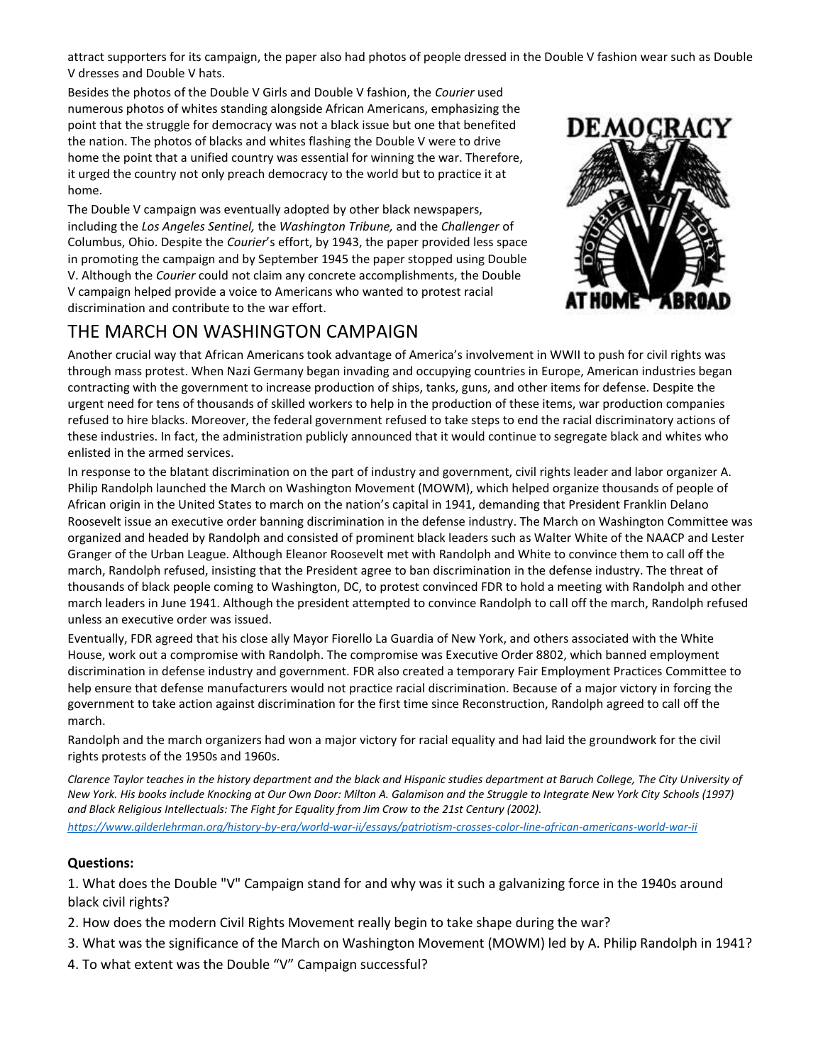attract supporters for its campaign, the paper also had photos of people dressed in the Double V fashion wear such as Double V dresses and Double V hats.

Besides the photos of the Double V Girls and Double V fashion, the *Courier* used numerous photos of whites standing alongside African Americans, emphasizing the point that the struggle for democracy was not a black issue but one that benefited the nation. The photos of blacks and whites flashing the Double V were to drive home the point that a unified country was essential for winning the war. Therefore, it urged the country not only preach democracy to the world but to practice it at home.

The Double V campaign was eventually adopted by other black newspapers, including the *Los Angeles Sentinel,* the *Washington Tribune,* and the *Challenger* of Columbus, Ohio. Despite the *Courier*'s effort, by 1943, the paper provided less space in promoting the campaign and by September 1945 the paper stopped using Double V. Although the *Courier* could not claim any concrete accomplishments, the Double V campaign helped provide a voice to Americans who wanted to protest racial discrimination and contribute to the war effort.

DEMOCRACY
DOUBLE VICTORY
AT HOME ABROAD

## THE MARCH ON WASHINGTON CAMPAIGN

Another crucial way that African Americans took advantage of America's involvement in WWII to push for civil rights was through mass protest. When Nazi Germany began invading and occupying countries in Europe, American industries began contracting with the government to increase production of ships, tanks, guns, and other items for defense. Despite the urgent need for tens of thousands of skilled workers to help in the production of these items, war production companies refused to hire blacks. Moreover, the federal government refused to take steps to end the racial discriminatory actions of these industries. In fact, the administration publicly announced that it would continue to segregate black and whites who enlisted in the armed services.

In response to the blatant discrimination on the part of industry and government, civil rights leader and labor organizer A. Philip Randolph launched the March on Washington Movement (MOWM), which helped organize thousands of people of African origin in the United States to march on the nation's capital in 1941, demanding that President Franklin Delano Roosevelt issue an executive order banning discrimination in the defense industry. The March on Washington Committee was organized and headed by Randolph and consisted of prominent black leaders such as Walter White of the NAACP and Lester Granger of the Urban League. Although Eleanor Roosevelt met with Randolph and White to convince them to call off the march, Randolph refused, insisting that the President agree to ban discrimination in the defense industry. The threat of thousands of black people coming to Washington, DC, to protest convinced FDR to hold a meeting with Randolph and other march leaders in June 1941. Although the president attempted to convince Randolph to call off the march, Randolph refused unless an executive order was issued.

Eventually, FDR agreed that his close ally Mayor Fiorello La Guardia of New York, and others associated with the White House, work out a compromise with Randolph. The compromise was Executive Order 8802, which banned employment discrimination in defense industry and government. FDR also created a temporary Fair Employment Practices Committee to help ensure that defense manufacturers would not practice racial discrimination. Because of a major victory in forcing the government to take action against discrimination for the first time since Reconstruction, Randolph agreed to call off the march.

Randolph and the march organizers had won a major victory for racial equality and had laid the groundwork for the civil rights protests of the 1950s and 1960s.

*Clarence Taylor teaches in the history department and the black and Hispanic studies department at Baruch College, The City University of New York. His books include Knocking at Our Own Door: Milton A. Galamison and the Struggle to Integrate New York City Schools (1997) and Black Religious Intellectuals: The Fight for Equality from Jim Crow to the 21st Century (2002).*

https://www.gilderlehrman.org/history-by-era/world-war-ii/essays/patriotism-crosses-color-line-african-americans-world-war-ii

**Questions:**

1. What does the Double "V" Campaign stand for and why was it such a galvanizing force in the 1940s around black civil rights?
2. How does the modern Civil Rights Movement really begin to take shape during the war?
3. What was the significance of the March on Washington Movement (MOWM) led by A. Philip Randolph in 1941?
4. To what extent was the Double "V" Campaign successful?